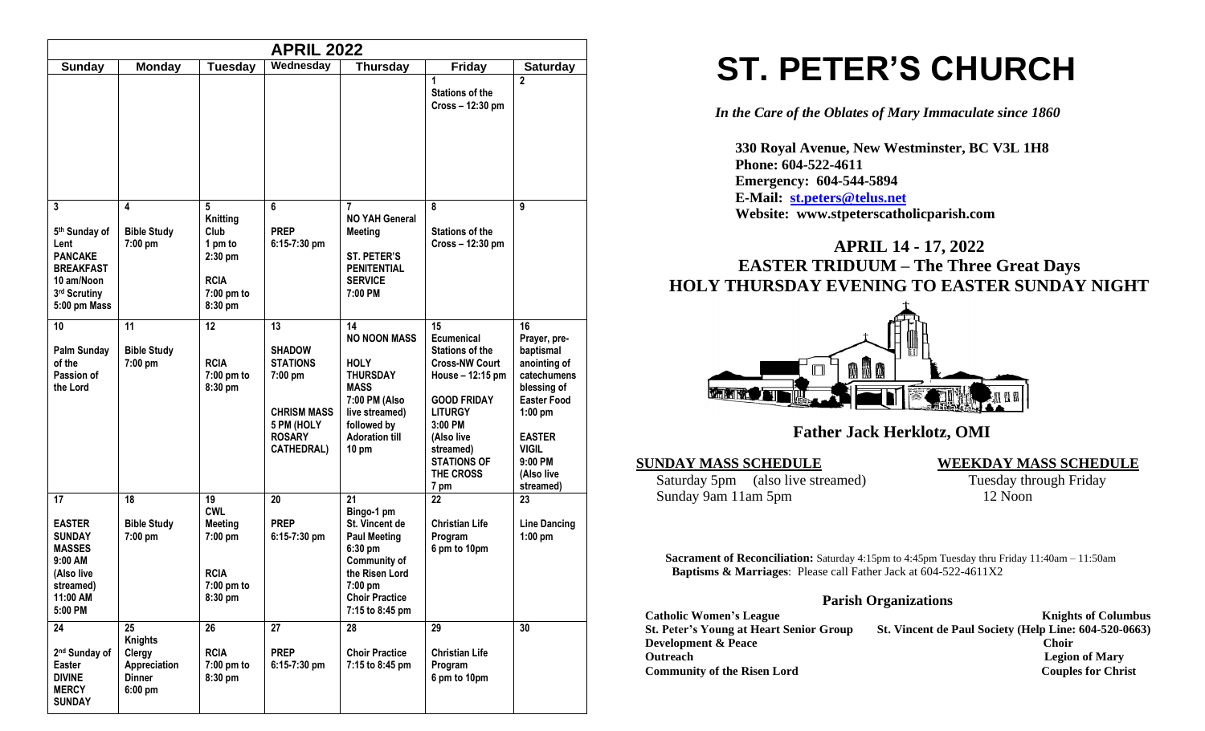| APRIL 2022 | | | | | | |
|---|---|---|---|---|---|---|
| **Sunday** | **Monday** | **Tuesday** | **Wednesday** | **Thursday** | **Friday** | **Saturday** |
| | | | | | 1 Stations of the Cross – 12:30 pm | 2 |
| 3 5th Sunday of Lent PANCAKE BREAKFAST 10 am/Noon 3rd Scrutiny 5:00 pm Mass | 4 Bible Study 7:00 pm | 5 Knitting Club 1 pm to 2:30 pm RCIA 7:00 pm to 8:30 pm | 6 PREP 6:15-7:30 pm | 7 NO YAH General Meeting ST. PETER'S PENITENTIAL SERVICE 7:00 PM | 8 Stations of the Cross – 12:30 pm | 9 |
| 10 Palm Sunday of the Passion of the Lord | 11 Bible Study 7:00 pm | 12 RCIA 7:00 pm to 8:30 pm | 13 SHADOW STATIONS 7:00 pm CHRISM MASS 5 PM (HOLY ROSARY CATHEDRAL) | 14 NO NOON MASS HOLY THURSDAY MASS 7:00 PM (Also live streamed) followed by Adoration till 10 pm | 15 Ecumenical Stations of the Cross-NW Court House – 12:15 pm GOOD FRIDAY LITURGY 3:00 PM (Also live streamed) STATIONS OF THE CROSS 7 pm | 16 Prayer, pre-baptismal anointing of catechumens blessing of Easter Food 1:00 pm EASTER VIGIL 9:00 PM (Also live streamed) |
| 17 EASTER SUNDAY MASSES 9:00 AM (Also live streamed) 11:00 AM 5:00 PM | 18 Bible Study 7:00 pm | 19 CWL Meeting 7:00 pm RCIA 7:00 pm to 8:30 pm | 20 PREP 6:15-7:30 pm | 21 Bingo-1 pm St. Vincent de Paul Meeting 6:30 pm Community of the Risen Lord 7:00 pm Choir Practice 7:15 to 8:45 pm | 22 Christian Life Program 6 pm to 10pm | 23 Line Dancing 1:00 pm |
| 24 2nd Sunday of Easter DIVINE MERCY SUNDAY | 25 Knights Clergy Appreciation Dinner 6:00 pm | 26 RCIA 7:00 pm to 8:30 pm | 27 PREP 6:15-7:30 pm | 28 Choir Practice 7:15 to 8:45 pm | 29 Christian Life Program 6 pm to 10pm | 30 |

# ST. PETER'S CHURCH

*In the Care of the Oblates of Mary Immaculate since 1860*

**330 Royal Avenue, New Westminster, BC V3L 1H8**
**Phone: 604-522-4611**
**Emergency: 604-544-5894**
**E-Mail: st.peters@telus.net**
**Website: www.stpeterscatholicparish.com**

## APRIL 14 - 17, 2022
## EASTER TRIDUUM – The Three Great Days
## HOLY THURSDAY EVENING TO EASTER SUNDAY NIGHT

### Father Jack Herklotz, OMI

**SUNDAY MASS SCHEDULE**
Saturday 5pm (also live streamed)
Sunday 9am 11am 5pm

**WEEKDAY MASS SCHEDULE**
Tuesday through Friday
12 Noon

**Sacrament of Reconciliation:** Saturday 4:15pm to 4:45pm Tuesday thru Friday 11:40am – 11:50am
**Baptisms & Marriages**: Please call Father Jack at 604-522-4611X2

### Parish Organizations

**Catholic Women's League**
**Knights of Columbus**
**St. Peter's Young at Heart Senior Group**
**St. Vincent de Paul Society (Help Line: 604-520-0663)**
**Development & Peace**
**Choir**
**Outreach**
**Legion of Mary**
**Community of the Risen Lord**
**Couples for Christ**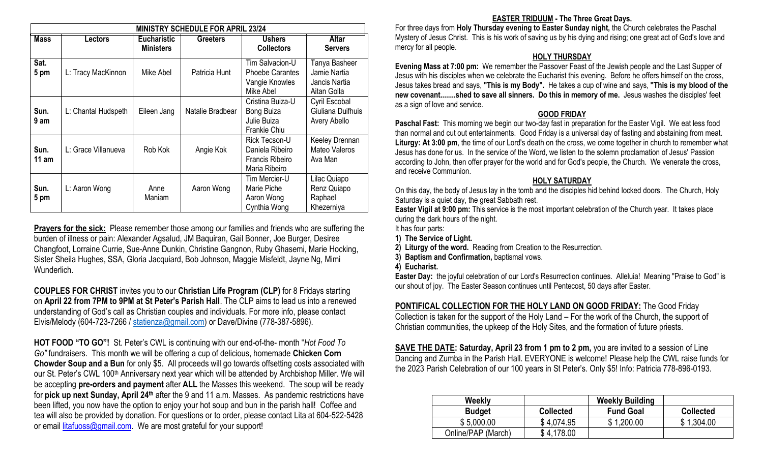| MINISTRY SCHEDULE FOR APRIL 23/24 | | | | | |
|---|---|---|---|---|---|
| **Mass** | **Lectors** | **Eucharistic Ministers** | **Greeters** | **Ushers Collectors** | **Altar Servers** |
| Sat. 5 pm | L: Tracy MacKinnon | Mike Abel | Patricia Hunt | Tim Salvacion-U Phoebe Carantes Vangie Knowles Mike Abel | Tanya Basheer Jamie Nartia Jancis Nartia Aitan Golla |
| Sun. 9 am | L: Chantal Hudspeth | Eileen Jang | Natalie Bradbear | Cristina Buiza-U Bong Buiza Julie Buiza Frankie Chiu | Cyril Escobal Giuliana Duifhuis Avery Abello |
| Sun. 11 am | L: Grace Villanueva | Rob Kok | Angie Kok | Rick Tecson-U Daniela Ribeiro Francis Ribeiro Maria Ribeiro | Keeley Drennan Mateo Valeros Ava Man |
| Sun. 5 pm | L: Aaron Wong | Anne Maniam | Aaron Wong | Tim Mercier-U Marie Piche Aaron Wong Cynthia Wong | Lilac Quiapo Renz Quiapo Raphael Khezerniya |

**Prayers for the sick:** Please remember those among our families and friends who are suffering the burden of illness or pain: Alexander Agsalud, JM Baquiran, Gail Bonner, Joe Burger, Desiree Changfoot, Lorraine Currie, Sue-Anne Dunkin, Christine Gangnon, Ruby Ghasemi, Marie Hocking, Sister Sheila Hughes, SSA, Gloria Jacquiard, Bob Johnson, Maggie Misfeldt, Jayne Ng, Mimi Wunderlich.

**COUPLES FOR CHRIST** invites you to our **Christian Life Program (CLP)** for 8 Fridays starting on **April 22 from 7PM to 9PM at St Peter's Parish Hall**. The CLP aims to lead us into a renewed understanding of God's call as Christian couples and individuals. For more info, please contact Elvis/Melody (604-723-7266 / statienza@gmail.com) or Dave/Divine (778-387-5896).

**HOT FOOD "TO GO"!** St. Peter's CWL is continuing with our end-of-the- month "*Hot Food To Go"* fundraisers. This month we will be offering a cup of delicious, homemade **Chicken Corn Chowder Soup and a Bun** for only $5. All proceeds will go towards offsetting costs associated with our St. Peter's CWL 100th Anniversary next year which will be attended by Archbishop Miller. We will be accepting **pre-orders and payment** after **ALL** the Masses this weekend. The soup will be ready for **pick up next Sunday, April 24th** after the 9 and 11 a.m. Masses. As pandemic restrictions have been lifted, you now have the option to enjoy your hot soup and bun in the parish hall! Coffee and tea will also be provided by donation. For questions or to order, please contact Lita at 604-522-5428 or email litafuoss@gmail.com. We are most grateful for your support!

## EASTER TRIDUUM - The Three Great Days.

For three days from **Holy Thursday evening to Easter Sunday night,** the Church celebrates the Paschal Mystery of Jesus Christ. This is his work of saving us by his dying and rising; one great act of God's love and mercy for all people.

### HOLY THURSDAY

**Evening Mass at 7:00 pm:** We remember the Passover Feast of the Jewish people and the Last Supper of Jesus with his disciples when we celebrate the Eucharist this evening. Before he offers himself on the cross, Jesus takes bread and says, **"This is my Body".** He takes a cup of wine and says, **"This is my blood of the new covenant........shed to save all sinners. Do this in memory of me.** Jesus washes the disciples' feet as a sign of love and service.

### GOOD FRIDAY

**Paschal Fast:** This morning we begin our two-day fast in preparation for the Easter Vigil. We eat less food than normal and cut out entertainments. Good Friday is a universal day of fasting and abstaining from meat.
**Liturgy: At 3:00 pm**, the time of our Lord's death on the cross, we come together in church to remember what Jesus has done for us. In the service of the Word, we listen to the solemn proclamation of Jesus' Passion according to John, then offer prayer for the world and for God's people, the Church. We venerate the cross, and receive Communion.

### HOLY SATURDAY

On this day, the body of Jesus lay in the tomb and the disciples hid behind locked doors. The Church, Holy Saturday is a quiet day, the great Sabbath rest.
**Easter Vigil at 9:00 pm:** This service is the most important celebration of the Church year. It takes place during the dark hours of the night.
It has four parts:

1) **The Service of Light.**
2) **Liturgy of the word.** Reading from Creation to the Resurrection.
3) **Baptism and Confirmation,** baptismal vows.
4) **Eucharist.**

**Easter Day:** the joyful celebration of our Lord's Resurrection continues. Alleluia! Meaning "Praise to God" is our shout of joy. The Easter Season continues until Pentecost, 50 days after Easter.

**PONTIFICAL COLLECTION FOR THE HOLY LAND ON GOOD FRIDAY:** The Good Friday Collection is taken for the support of the Holy Land – For the work of the Church, the support of Christian communities, the upkeep of the Holy Sites, and the formation of future priests.

**SAVE THE DATE: Saturday, April 23 from 1 pm to 2 pm,** you are invited to a session of Line Dancing and Zumba in the Parish Hall. EVERYONE is welcome! Please help the CWL raise funds for the 2023 Parish Celebration of our 100 years in St Peter's. Only $5! Info: Patricia 778-896-0193.

| **Weekly Budget** | **Collected** | **Weekly Building Fund Goal** | **Collected** |
|---|---|---|---|
| $ 5,000.00 | $ 4,074.95 | $ 1,200.00 | $ 1,304.00 |
| Online/PAP (March) | $ 4,178.00 | | |